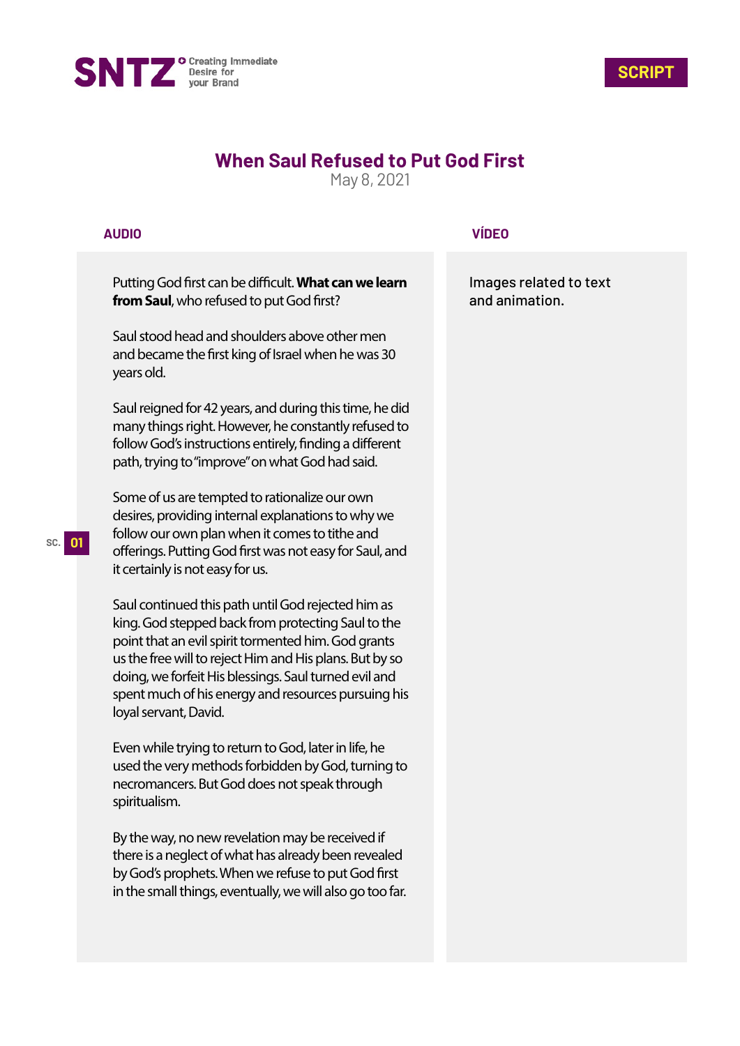**SNTZ** Creating Immediate Desire for your Brand

**SCRIPT**

# When Saul Refused to Put God First

May 8, 2021

| AUDIO | VÍDEO |
| --- | --- |
| Putting God first can be difficult. **What can we learn from Saul**, who refused to put God first?<br><br>Saul stood head and shoulders above other men and became the first king of Israel when he was 30 years old.<br><br>Saul reigned for 42 years, and during this time, he did many things right. However, he constantly refused to follow God's instructions entirely, finding a different path, trying to "improve" on what God had said.<br><br>Some of us are tempted to rationalize our own desires, providing internal explanations to why we follow our own plan when it comes to tithe and offerings. Putting God first was not easy for Saul, and it certainly is not easy for us.<br><br>Saul continued this path until God rejected him as king. God stepped back from protecting Saul to the point that an evil spirit tormented him. God grants us the free will to reject Him and His plans. But by so doing, we forfeit His blessings. Saul turned evil and spent much of his energy and resources pursuing his loyal servant, David.<br><br>Even while trying to return to God, later in life, he used the very methods forbidden by God, turning to necromancers. But God does not speak through spiritualism.<br><br>By the way, no new revelation may be received if there is a neglect of what has already been revealed by God's prophets. When we refuse to put God first in the small things, eventually, we will also go too far. | Images related to text and animation. |

SC. 01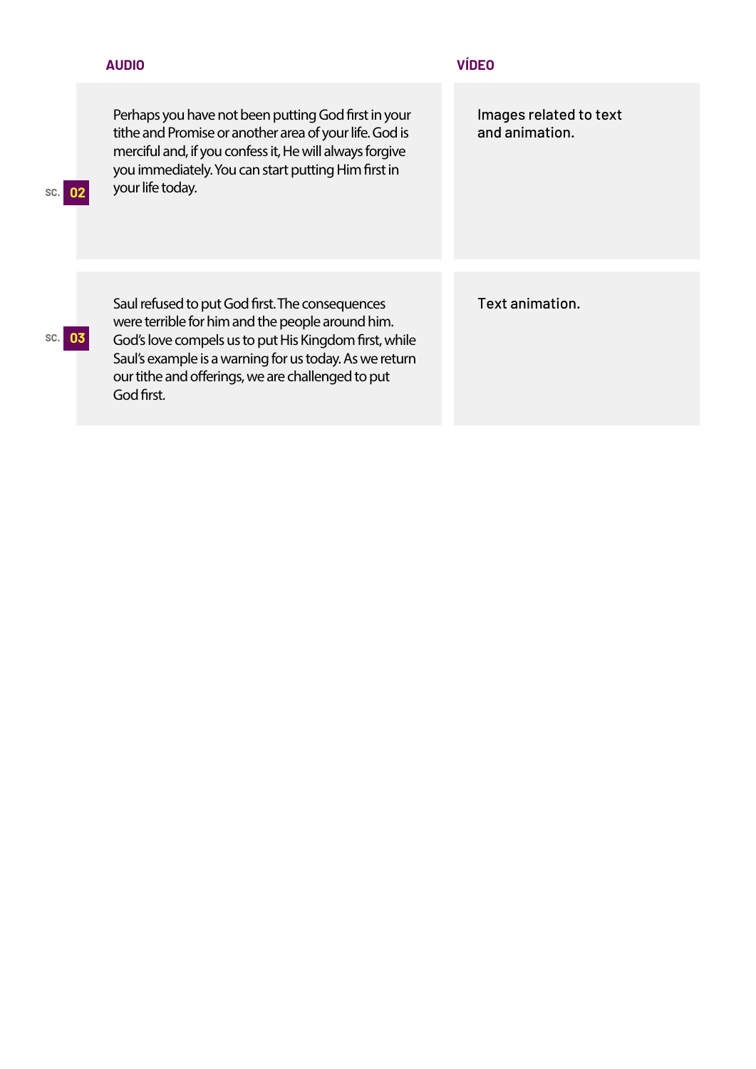| | AUDIO | VÍDEO |
|---|---|---|
| SC. 02 | Perhaps you have not been putting God first in your tithe and Promise or another area of your life. God is merciful and, if you confess it, He will always forgive you immediately. You can start putting Him first in your life today. | Images related to text and animation. |
| SC. 03 | Saul refused to put God first. The consequences were terrible for him and the people around him. God's love compels us to put His Kingdom first, while Saul's example is a warning for us today. As we return our tithe and offerings, we are challenged to put God first. | Text animation. |